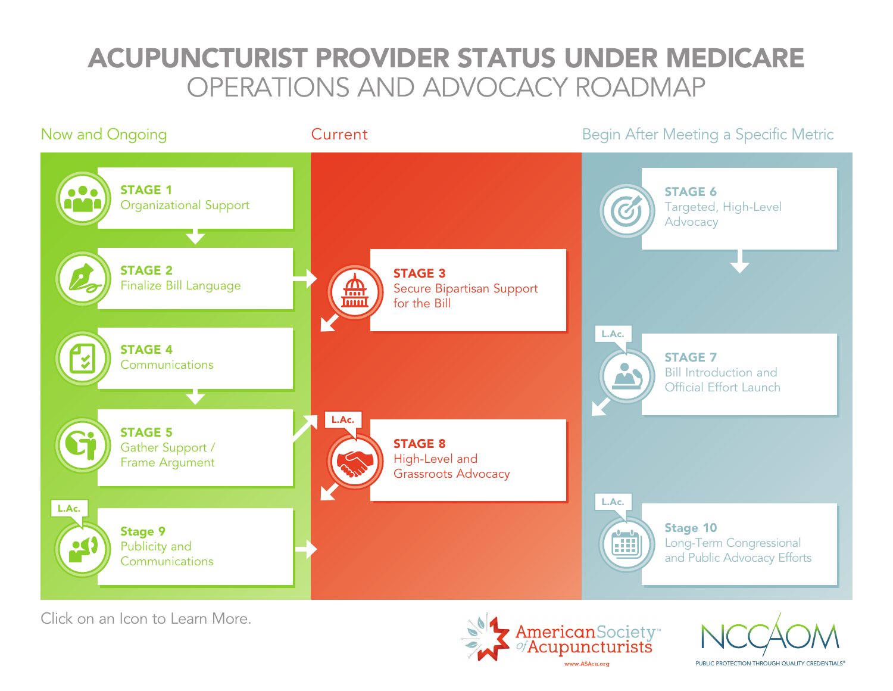# ACUPUNCTURIST PROVIDER STATUS UNDER MEDICARE

## OPERATIONS AND ADVOCACY ROADMAP

### Now and Ongoing

**STAGE 1**
Organizational Support

**STAGE 2**
Finalize Bill Language

**STAGE 4**
Communications

**STAGE 5**
Gather Support / Frame Argument

L.Ac.

**Stage 9**
Publicity and Communications

### Current

**STAGE 3**
Secure Bipartisan Support for the Bill

L.Ac.

**STAGE 8**
High-Level and Grassroots Advocacy

### Begin After Meeting a Specific Metric

**STAGE 6**
Targeted, High-Level Advocacy

L.Ac.

**STAGE 7**
Bill Introduction and Official Effort Launch

L.Ac.

**Stage 10**
Long-Term Congressional and Public Advocacy Efforts

Click on an Icon to Learn More.

American Society of Acupuncturists™
www.ASAcu.org

NCCAOM
PUBLIC PROTECTION THROUGH QUALITY CREDENTIALS®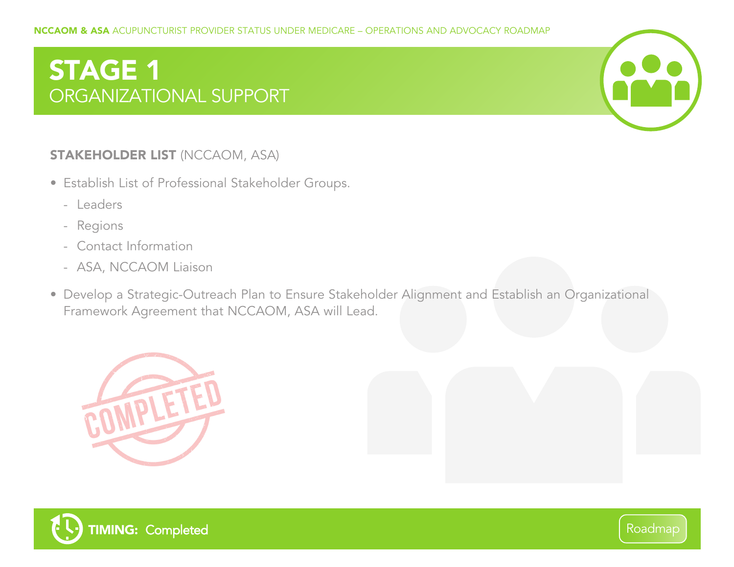# STAGE 1
## ORGANIZATIONAL SUPPORT

**STAKEHOLDER LIST** (NCCAOM, ASA)

- Establish List of Professional Stakeholder Groups.
  - Leaders
  - Regions
  - Contact Information
  - ASA, NCCAOM Liaison
- Develop a Strategic-Outreach Plan to Ensure Stakeholder Alignment and Establish an Organizational Framework Agreement that NCCAOM, ASA will Lead.

COMPLETED

**TIMING:** Completed

Roadmap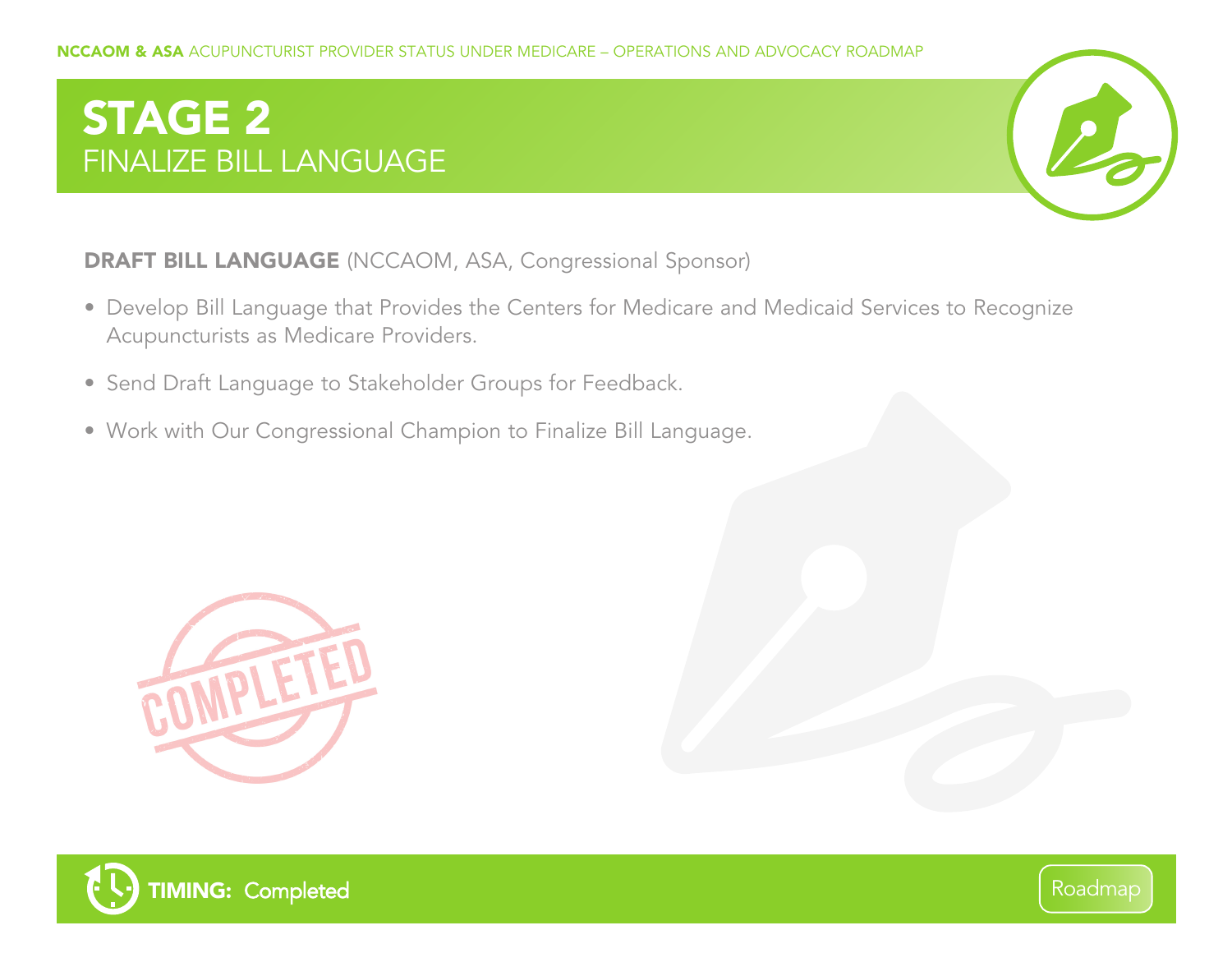# STAGE 2
## FINALIZE BILL LANGUAGE

**DRAFT BILL LANGUAGE** (NCCAOM, ASA, Congressional Sponsor)

- Develop Bill Language that Provides the Centers for Medicare and Medicaid Services to Recognize Acupuncturists as Medicare Providers.
- Send Draft Language to Stakeholder Groups for Feedback.
- Work with Our Congressional Champion to Finalize Bill Language.

COMPLETED

**TIMING:** Completed

Roadmap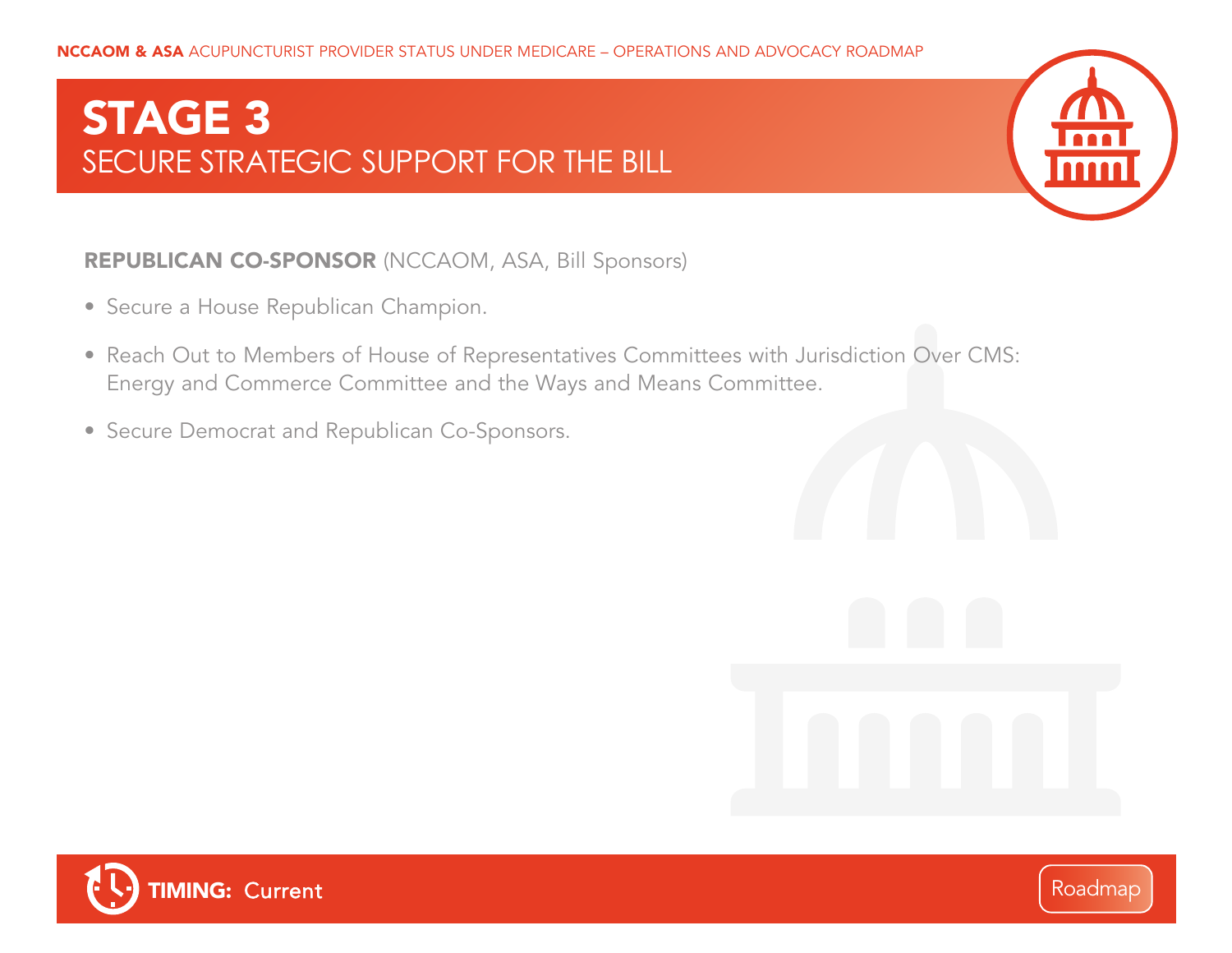# STAGE 3

## SECURE STRATEGIC SUPPORT FOR THE BILL

**REPUBLICAN CO-SPONSOR** (NCCAOM, ASA, Bill Sponsors)

- Secure a House Republican Champion.
- Reach Out to Members of House of Representatives Committees with Jurisdiction Over CMS: Energy and Commerce Committee and the Ways and Means Committee.
- Secure Democrat and Republican Co-Sponsors.

**TIMING:** Current

Roadmap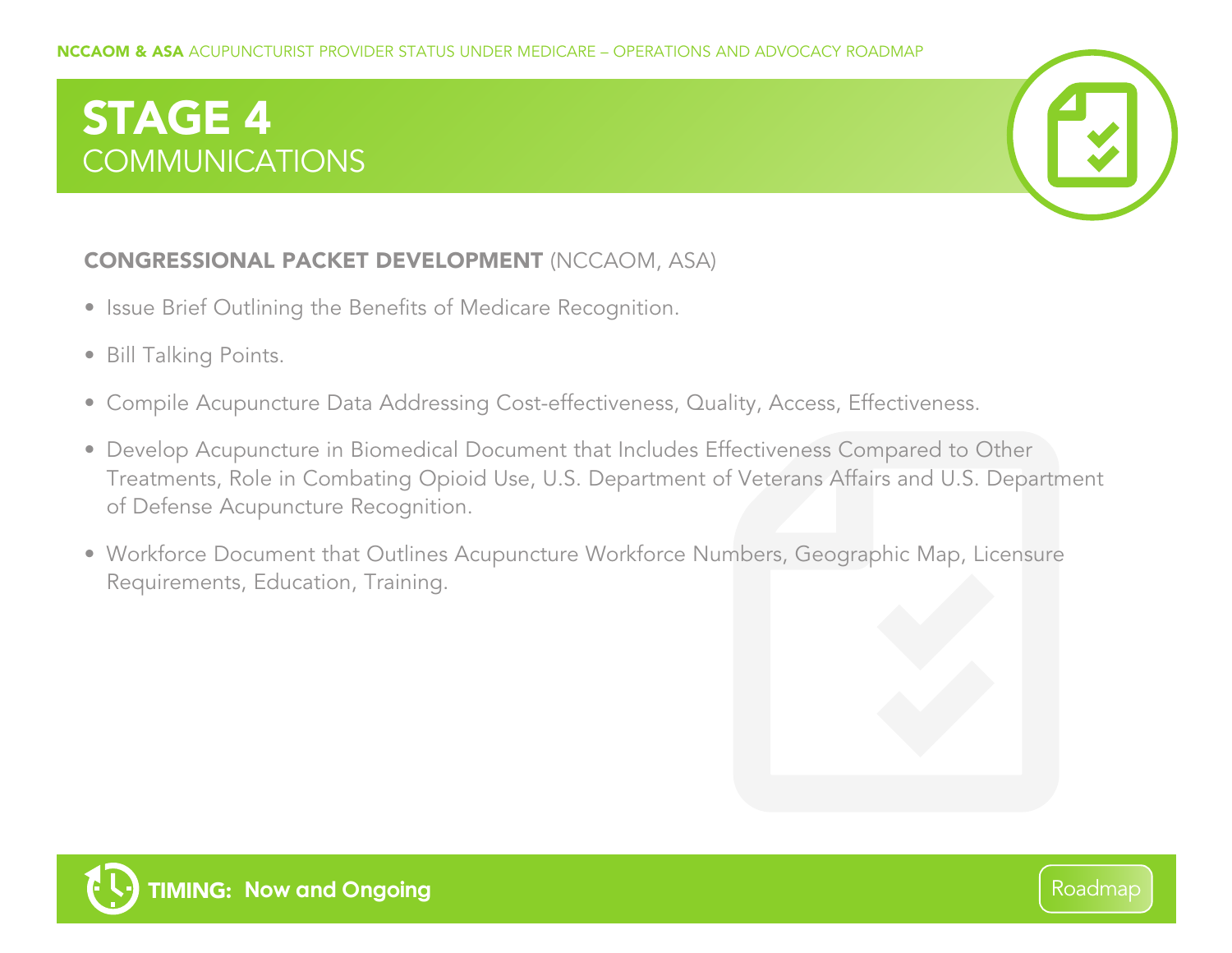# STAGE 4
## COMMUNICATIONS

**CONGRESSIONAL PACKET DEVELOPMENT** (NCCAOM, ASA)

- Issue Brief Outlining the Benefits of Medicare Recognition.
- Bill Talking Points.
- Compile Acupuncture Data Addressing Cost-effectiveness, Quality, Access, Effectiveness.
- Develop Acupuncture in Biomedical Document that Includes Effectiveness Compared to Other Treatments, Role in Combating Opioid Use, U.S. Department of Veterans Affairs and U.S. Department of Defense Acupuncture Recognition.
- Workforce Document that Outlines Acupuncture Workforce Numbers, Geographic Map, Licensure Requirements, Education, Training.

**TIMING: Now and Ongoing**

Roadmap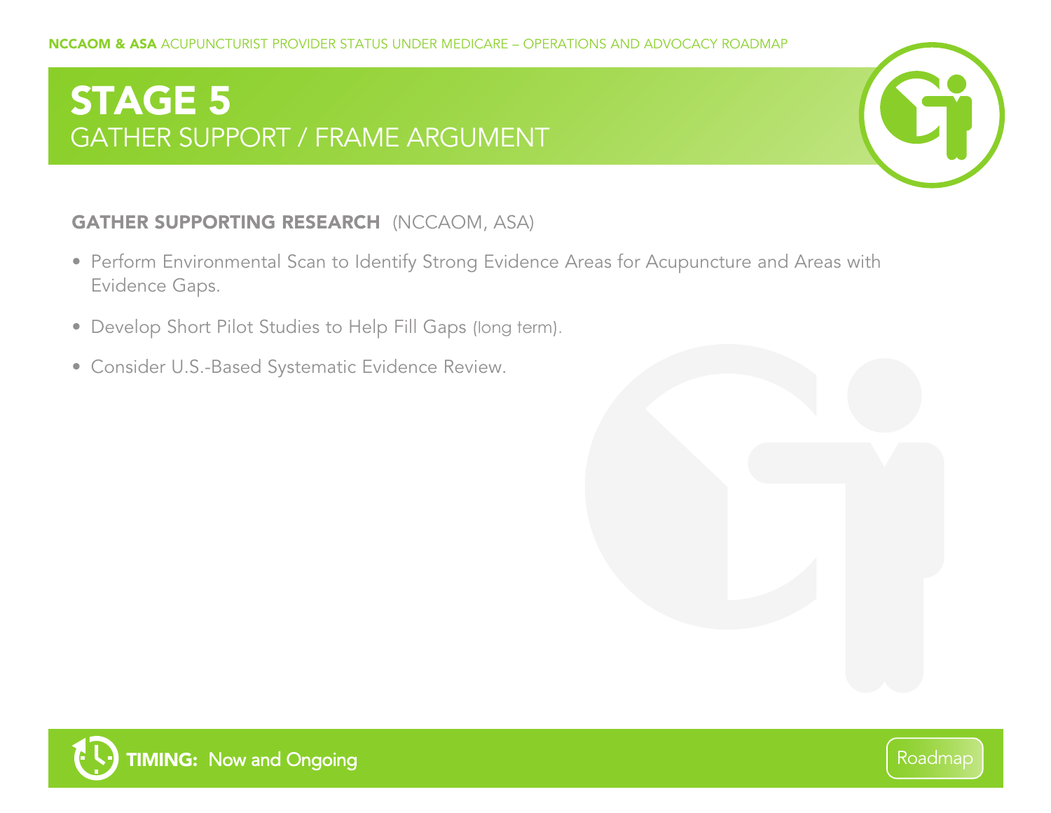# STAGE 5
## GATHER SUPPORT / FRAME ARGUMENT

**GATHER SUPPORTING RESEARCH** (NCCAOM, ASA)

- Perform Environmental Scan to Identify Strong Evidence Areas for Acupuncture and Areas with Evidence Gaps.
- Develop Short Pilot Studies to Help Fill Gaps (long term).
- Consider U.S.-Based Systematic Evidence Review.

**TIMING:** Now and Ongoing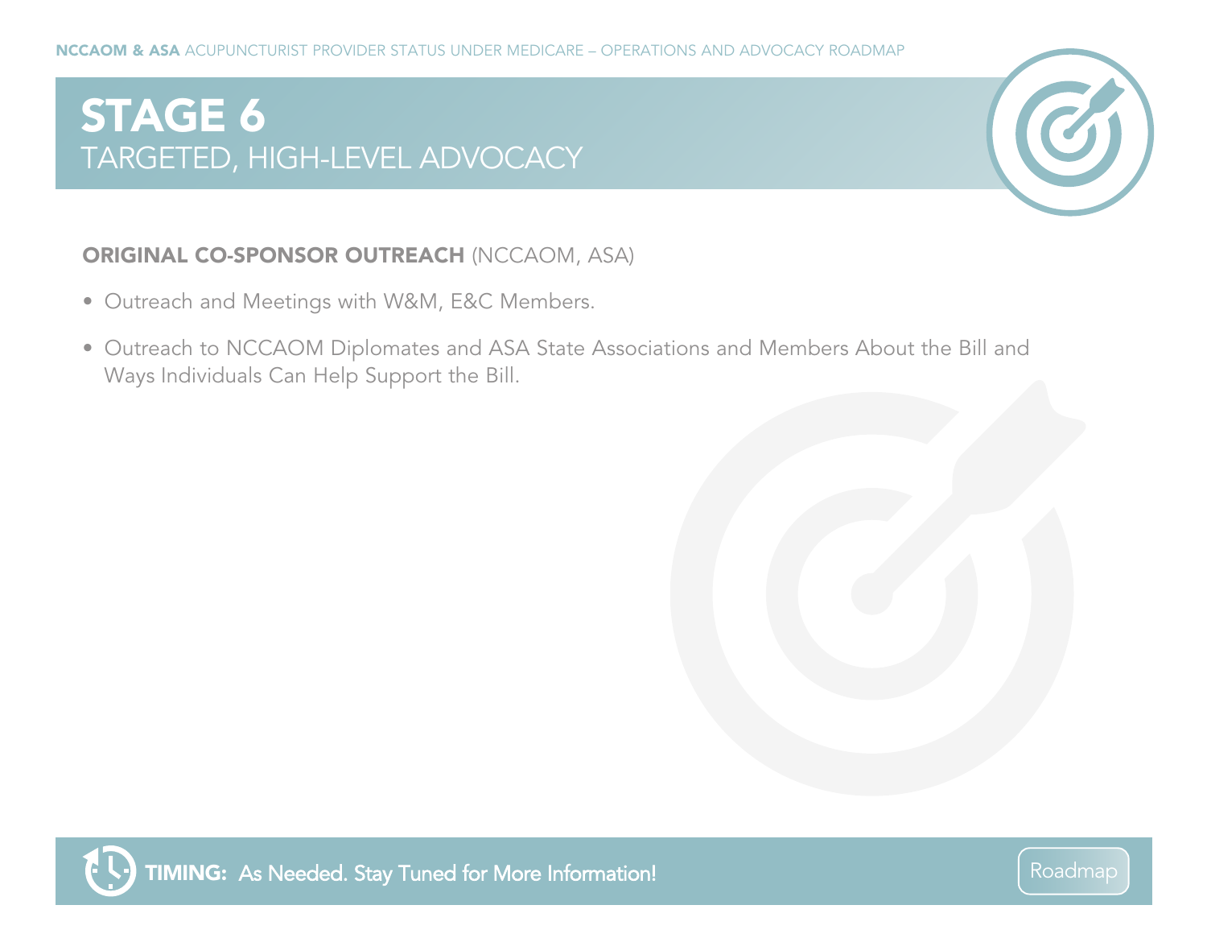# STAGE 6

## TARGETED, HIGH-LEVEL ADVOCACY

**ORIGINAL CO-SPONSOR OUTREACH** (NCCAOM, ASA)

- Outreach and Meetings with W&M, E&C Members.
- Outreach to NCCAOM Diplomates and ASA State Associations and Members About the Bill and Ways Individuals Can Help Support the Bill.

**TIMING:** As Needed. Stay Tuned for More Information!

Roadmap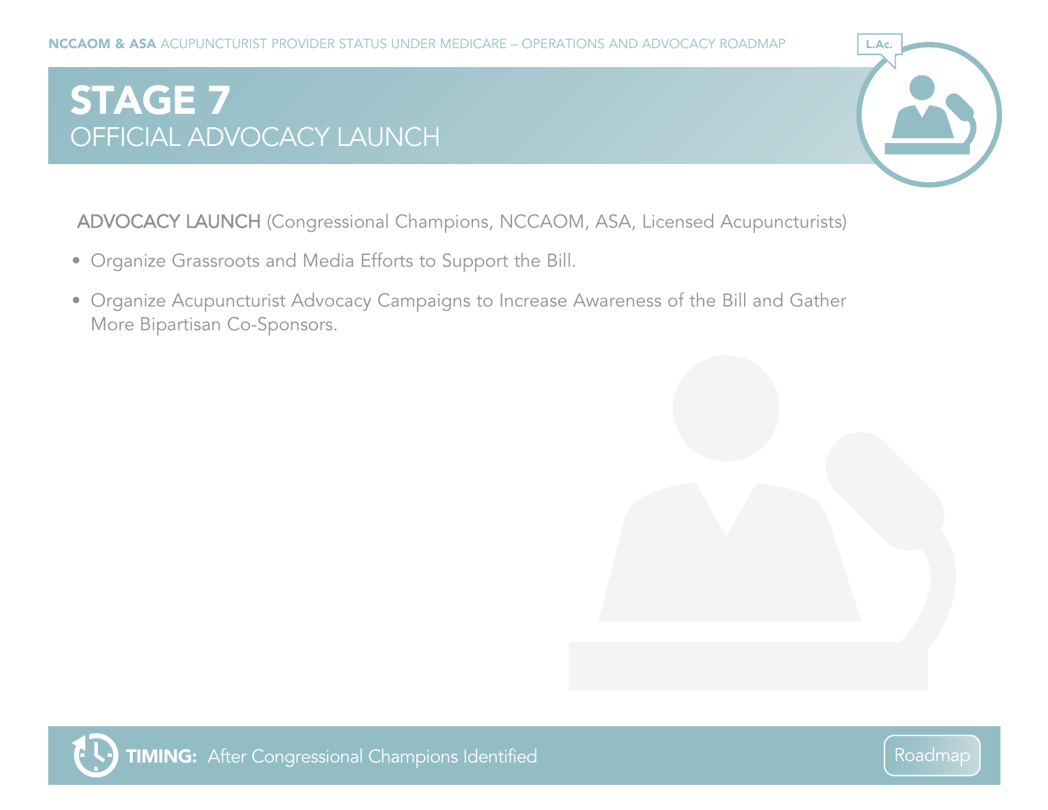# STAGE 7

## OFFICIAL ADVOCACY LAUNCH

ADVOCACY LAUNCH (Congressional Champions, NCCAOM, ASA, Licensed Acupuncturists)

- Organize Grassroots and Media Efforts to Support the Bill.
- Organize Acupuncturist Advocacy Campaigns to Increase Awareness of the Bill and Gather More Bipartisan Co-Sponsors.

**TIMING:** After Congressional Champions Identified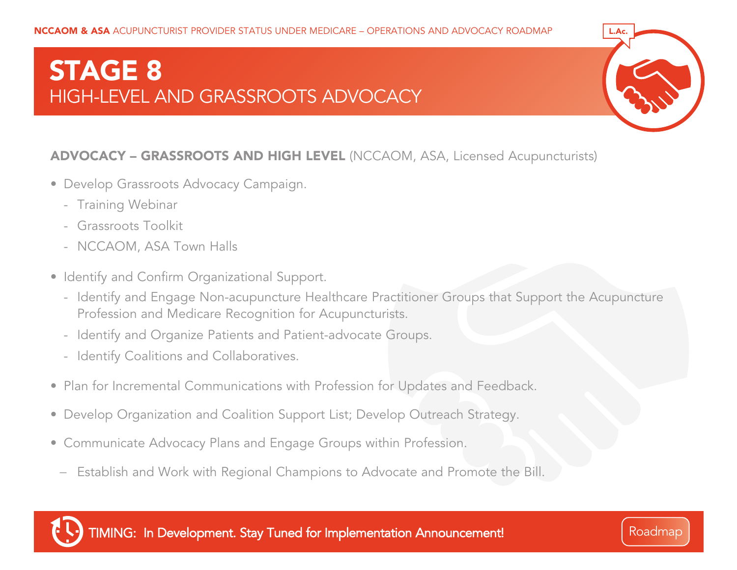# STAGE 8
## HIGH-LEVEL AND GRASSROOTS ADVOCACY

**ADVOCACY – GRASSROOTS AND HIGH LEVEL** (NCCAOM, ASA, Licensed Acupuncturists)

- Develop Grassroots Advocacy Campaign.
  - Training Webinar
  - Grassroots Toolkit
  - NCCAOM, ASA Town Halls
- Identify and Confirm Organizational Support.
  - Identify and Engage Non-acupuncture Healthcare Practitioner Groups that Support the Acupuncture Profession and Medicare Recognition for Acupuncturists.
  - Identify and Organize Patients and Patient-advocate Groups.
  - Identify Coalitions and Collaboratives.
- Plan for Incremental Communications with Profession for Updates and Feedback.
- Develop Organization and Coalition Support List; Develop Outreach Strategy.
- Communicate Advocacy Plans and Engage Groups within Profession.
  - Establish and Work with Regional Champions to Advocate and Promote the Bill.

TIMING: In Development. Stay Tuned for Implementation Announcement!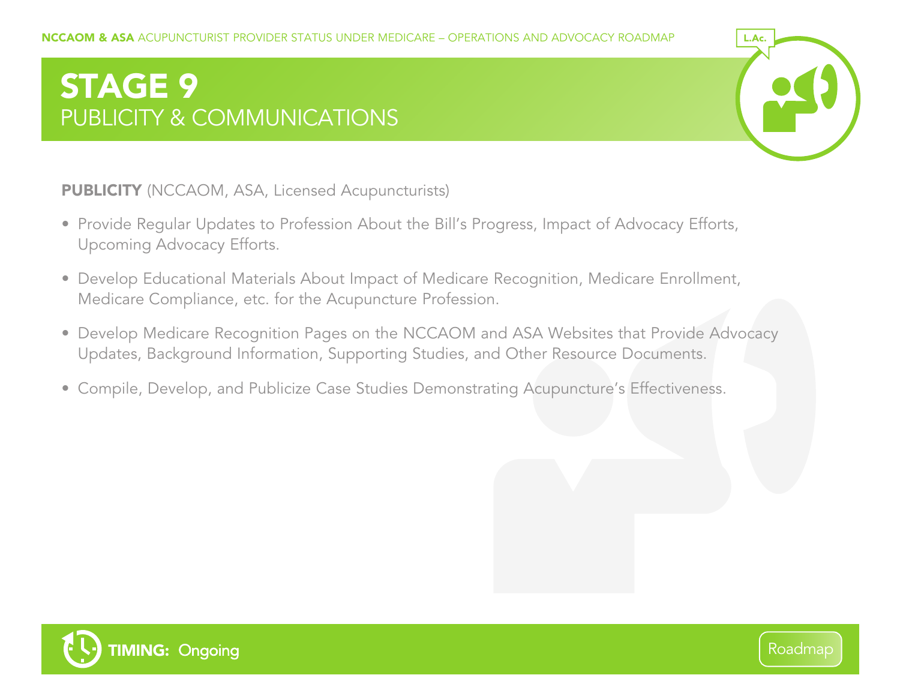# STAGE 9
## PUBLICITY & COMMUNICATIONS

**PUBLICITY** (NCCAOM, ASA, Licensed Acupuncturists)

- Provide Regular Updates to Profession About the Bill's Progress, Impact of Advocacy Efforts, Upcoming Advocacy Efforts.
- Develop Educational Materials About Impact of Medicare Recognition, Medicare Enrollment, Medicare Compliance, etc. for the Acupuncture Profession.
- Develop Medicare Recognition Pages on the NCCAOM and ASA Websites that Provide Advocacy Updates, Background Information, Supporting Studies, and Other Resource Documents.
- Compile, Develop, and Publicize Case Studies Demonstrating Acupuncture's Effectiveness.

**TIMING:** Ongoing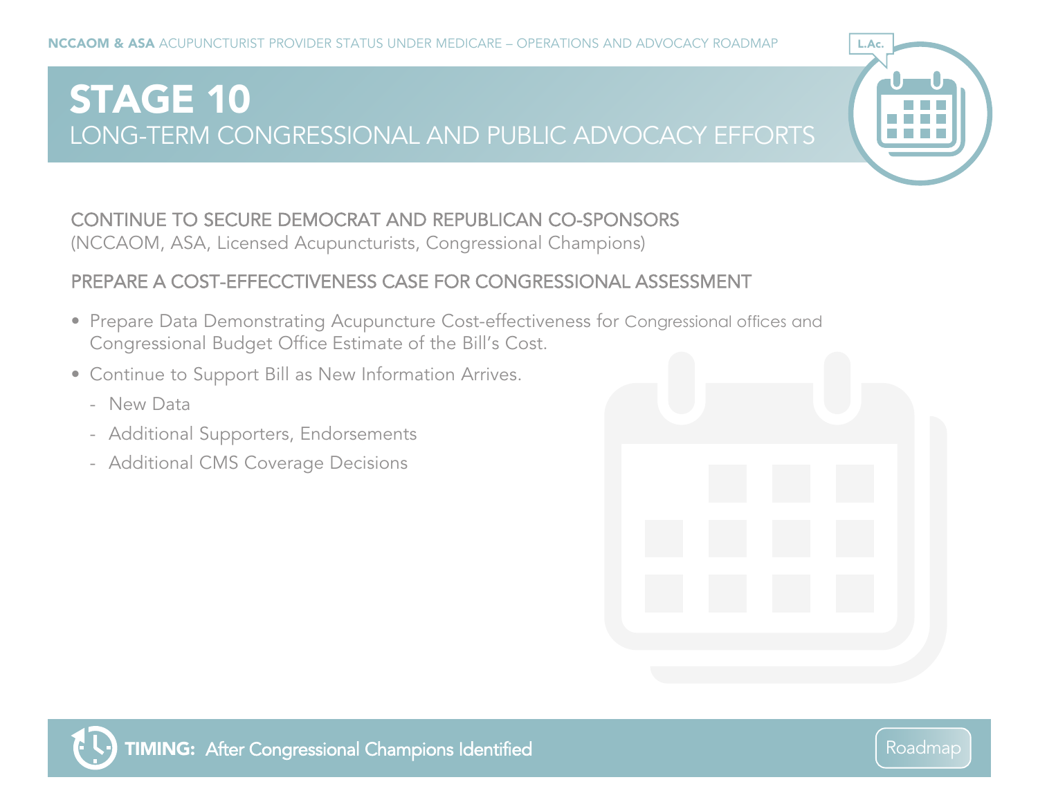# STAGE 10
## LONG-TERM CONGRESSIONAL AND PUBLIC ADVOCACY EFFORTS

### CONTINUE TO SECURE DEMOCRAT AND REPUBLICAN CO-SPONSORS

(NCCAOM, ASA, Licensed Acupuncturists, Congressional Champions)

### PREPARE A COST-EFFECCTIVENESS CASE FOR CONGRESSIONAL ASSESSMENT

- Prepare Data Demonstrating Acupuncture Cost-effectiveness for Congressional offices and Congressional Budget Office Estimate of the Bill's Cost.
- Continue to Support Bill as New Information Arrives.
  - New Data
  - Additional Supporters, Endorsements
  - Additional CMS Coverage Decisions

**TIMING:** After Congressional Champions Identified